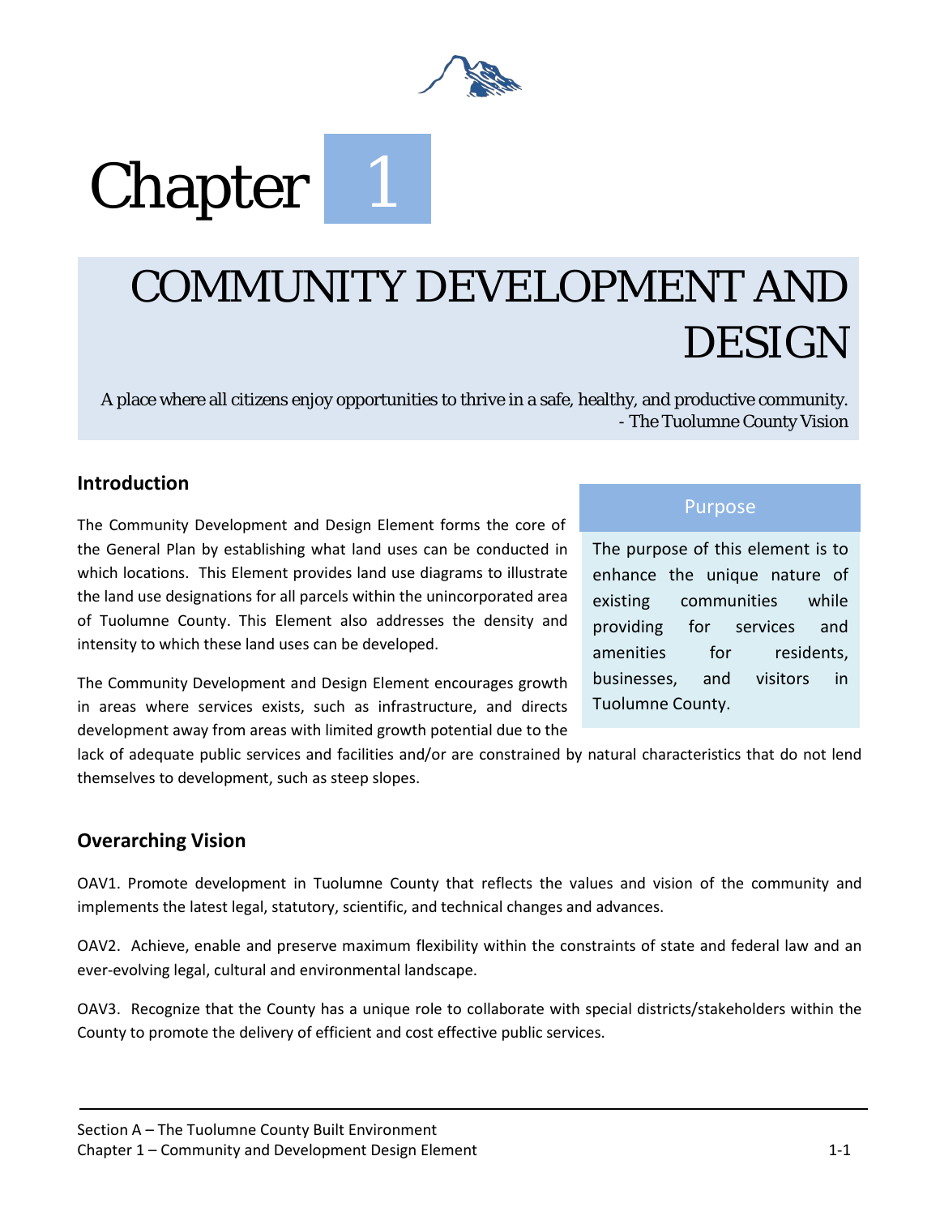# Chapter 1

# COMMUNITY DEVELOPMENT AND DESIGN

A place where all citizens enjoy opportunities to thrive in a safe, healthy, and productive community.
- The Tuolumne County Vision

## Introduction

The Community Development and Design Element forms the core of the General Plan by establishing what land uses can be conducted in which locations. This Element provides land use diagrams to illustrate the land use designations for all parcels within the unincorporated area of Tuolumne County. This Element also addresses the density and intensity to which these land uses can be developed.

The Community Development and Design Element encourages growth in areas where services exists, such as infrastructure, and directs development away from areas with limited growth potential due to the lack of adequate public services and facilities and/or are constrained by natural characteristics that do not lend themselves to development, such as steep slopes.

### Purpose

The purpose of this element is to enhance the unique nature of existing communities while providing for services and amenities for residents, businesses, and visitors in Tuolumne County.

## Overarching Vision

OAV1. Promote development in Tuolumne County that reflects the values and vision of the community and implements the latest legal, statutory, scientific, and technical changes and advances.

OAV2. Achieve, enable and preserve maximum flexibility within the constraints of state and federal law and an ever-evolving legal, cultural and environmental landscape.

OAV3. Recognize that the County has a unique role to collaborate with special districts/stakeholders within the County to promote the delivery of efficient and cost effective public services.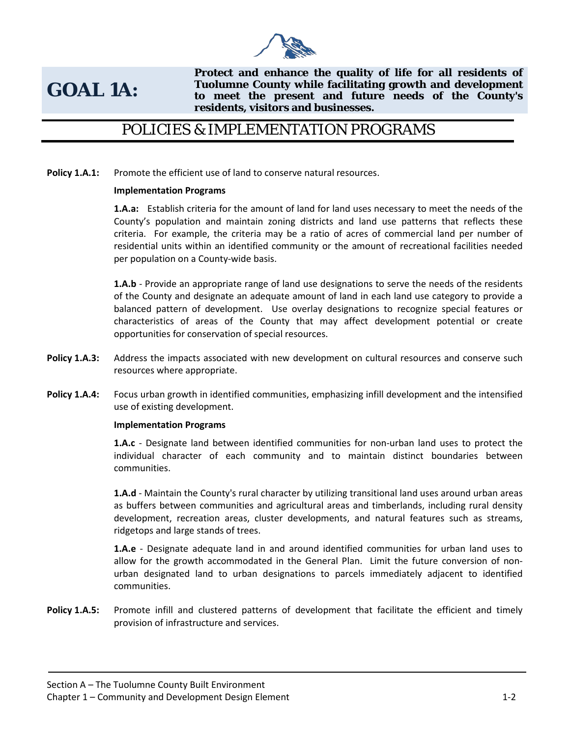## GOAL 1A:

**Protect and enhance the quality of life for all residents of Tuolumne County while facilitating growth and development to meet the present and future needs of the County's residents, visitors and businesses.**

## POLICIES & IMPLEMENTATION PROGRAMS

**Policy 1.A.1:** Promote the efficient use of land to conserve natural resources.

**Implementation Programs**

**1.A.a:** Establish criteria for the amount of land for land uses necessary to meet the needs of the County's population and maintain zoning districts and land use patterns that reflects these criteria. For example, the criteria may be a ratio of acres of commercial land per number of residential units within an identified community or the amount of recreational facilities needed per population on a County-wide basis.

**1.A.b** - Provide an appropriate range of land use designations to serve the needs of the residents of the County and designate an adequate amount of land in each land use category to provide a balanced pattern of development. Use overlay designations to recognize special features or characteristics of areas of the County that may affect development potential or create opportunities for conservation of special resources.

**Policy 1.A.3:** Address the impacts associated with new development on cultural resources and conserve such resources where appropriate.

**Policy 1.A.4:** Focus urban growth in identified communities, emphasizing infill development and the intensified use of existing development.

**Implementation Programs**

**1.A.c** - Designate land between identified communities for non-urban land uses to protect the individual character of each community and to maintain distinct boundaries between communities.

**1.A.d** - Maintain the County's rural character by utilizing transitional land uses around urban areas as buffers between communities and agricultural areas and timberlands, including rural density development, recreation areas, cluster developments, and natural features such as streams, ridgetops and large stands of trees.

**1.A.e** - Designate adequate land in and around identified communities for urban land uses to allow for the growth accommodated in the General Plan. Limit the future conversion of non-urban designated land to urban designations to parcels immediately adjacent to identified communities.

**Policy 1.A.5:** Promote infill and clustered patterns of development that facilitate the efficient and timely provision of infrastructure and services.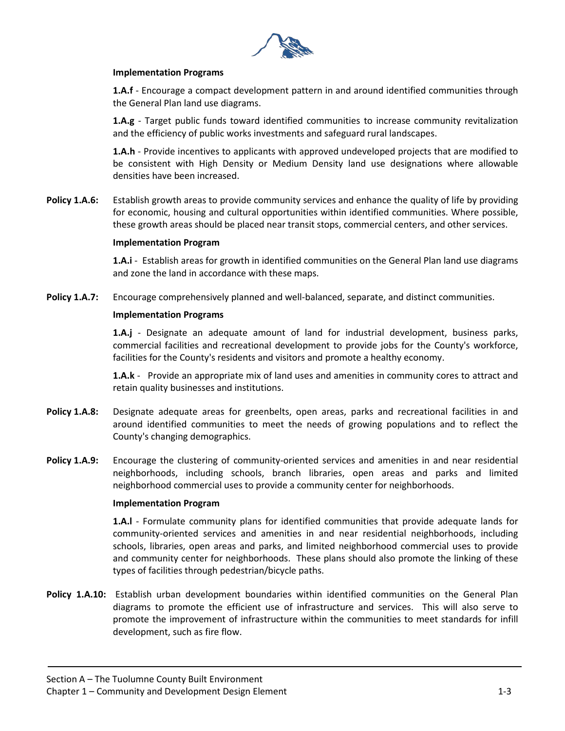**Implementation Programs**

**1.A.f** - Encourage a compact development pattern in and around identified communities through the General Plan land use diagrams.

**1.A.g** - Target public funds toward identified communities to increase community revitalization and the efficiency of public works investments and safeguard rural landscapes.

**1.A.h** - Provide incentives to applicants with approved undeveloped projects that are modified to be consistent with High Density or Medium Density land use designations where allowable densities have been increased.

**Policy 1.A.6:** Establish growth areas to provide community services and enhance the quality of life by providing for economic, housing and cultural opportunities within identified communities. Where possible, these growth areas should be placed near transit stops, commercial centers, and other services.

**Implementation Program**

**1.A.i** - Establish areas for growth in identified communities on the General Plan land use diagrams and zone the land in accordance with these maps.

**Policy 1.A.7:** Encourage comprehensively planned and well-balanced, separate, and distinct communities.

**Implementation Programs**

**1.A.j** - Designate an adequate amount of land for industrial development, business parks, commercial facilities and recreational development to provide jobs for the County's workforce, facilities for the County's residents and visitors and promote a healthy economy.

**1.A.k** - Provide an appropriate mix of land uses and amenities in community cores to attract and retain quality businesses and institutions.

**Policy 1.A.8:** Designate adequate areas for greenbelts, open areas, parks and recreational facilities in and around identified communities to meet the needs of growing populations and to reflect the County's changing demographics.

**Policy 1.A.9:** Encourage the clustering of community-oriented services and amenities in and near residential neighborhoods, including schools, branch libraries, open areas and parks and limited neighborhood commercial uses to provide a community center for neighborhoods.

**Implementation Program**

**1.A.l** - Formulate community plans for identified communities that provide adequate lands for community-oriented services and amenities in and near residential neighborhoods, including schools, libraries, open areas and parks, and limited neighborhood commercial uses to provide and community center for neighborhoods. These plans should also promote the linking of these types of facilities through pedestrian/bicycle paths.

**Policy 1.A.10:** Establish urban development boundaries within identified communities on the General Plan diagrams to promote the efficient use of infrastructure and services. This will also serve to promote the improvement of infrastructure within the communities to meet standards for infill development, such as fire flow.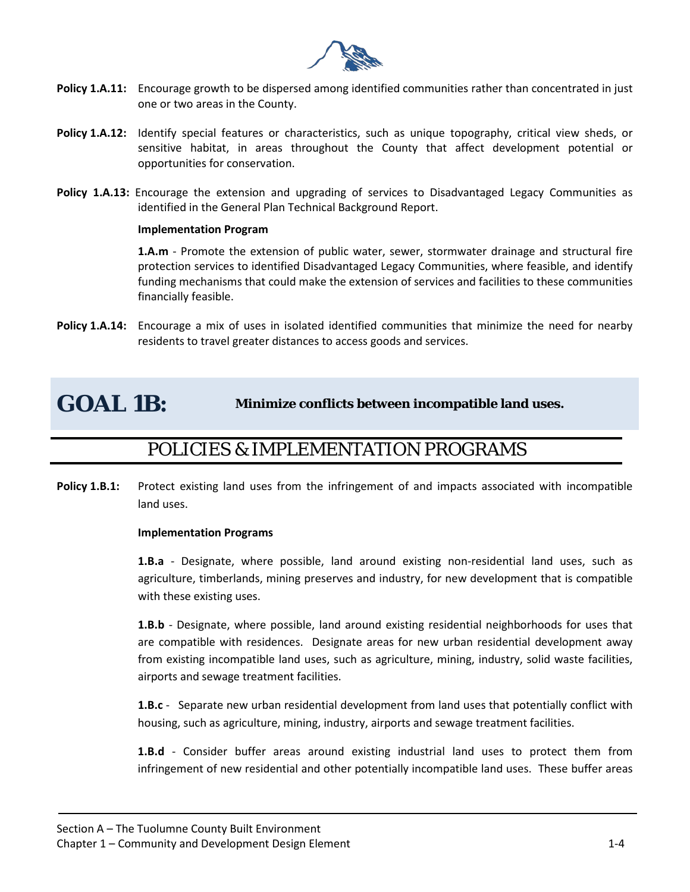**Policy 1.A.11:** Encourage growth to be dispersed among identified communities rather than concentrated in just one or two areas in the County.

**Policy 1.A.12:** Identify special features or characteristics, such as unique topography, critical view sheds, or sensitive habitat, in areas throughout the County that affect development potential or opportunities for conservation.

**Policy 1.A.13:** Encourage the extension and upgrading of services to Disadvantaged Legacy Communities as identified in the General Plan Technical Background Report.

**Implementation Program**

**1.A.m** - Promote the extension of public water, sewer, stormwater drainage and structural fire protection services to identified Disadvantaged Legacy Communities, where feasible, and identify funding mechanisms that could make the extension of services and facilities to these communities financially feasible.

**Policy 1.A.14:** Encourage a mix of uses in isolated identified communities that minimize the need for nearby residents to travel greater distances to access goods and services.

## GOAL 1B: Minimize conflicts between incompatible land uses.

## POLICIES & IMPLEMENTATION PROGRAMS

**Policy 1.B.1:** Protect existing land uses from the infringement of and impacts associated with incompatible land uses.

**Implementation Programs**

**1.B.a** - Designate, where possible, land around existing non-residential land uses, such as agriculture, timberlands, mining preserves and industry, for new development that is compatible with these existing uses.

**1.B.b** - Designate, where possible, land around existing residential neighborhoods for uses that are compatible with residences. Designate areas for new urban residential development away from existing incompatible land uses, such as agriculture, mining, industry, solid waste facilities, airports and sewage treatment facilities.

**1.B.c** - Separate new urban residential development from land uses that potentially conflict with housing, such as agriculture, mining, industry, airports and sewage treatment facilities.

**1.B.d** - Consider buffer areas around existing industrial land uses to protect them from infringement of new residential and other potentially incompatible land uses. These buffer areas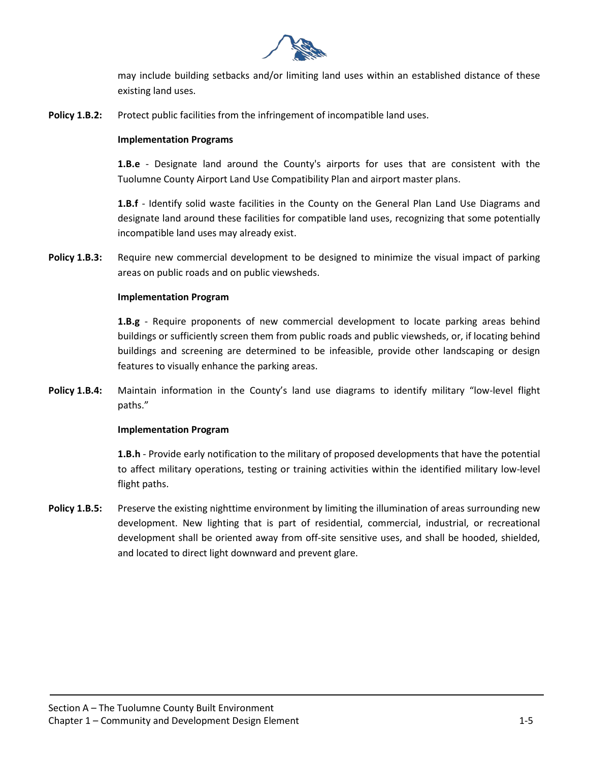may include building setbacks and/or limiting land uses within an established distance of these existing land uses.

**Policy 1.B.2:** Protect public facilities from the infringement of incompatible land uses.

**Implementation Programs**

**1.B.e** - Designate land around the County's airports for uses that are consistent with the Tuolumne County Airport Land Use Compatibility Plan and airport master plans.

**1.B.f** - Identify solid waste facilities in the County on the General Plan Land Use Diagrams and designate land around these facilities for compatible land uses, recognizing that some potentially incompatible land uses may already exist.

**Policy 1.B.3:** Require new commercial development to be designed to minimize the visual impact of parking areas on public roads and on public viewsheds.

**Implementation Program**

**1.B.g** - Require proponents of new commercial development to locate parking areas behind buildings or sufficiently screen them from public roads and public viewsheds, or, if locating behind buildings and screening are determined to be infeasible, provide other landscaping or design features to visually enhance the parking areas.

**Policy 1.B.4:** Maintain information in the County's land use diagrams to identify military "low-level flight paths."

**Implementation Program**

**1.B.h** - Provide early notification to the military of proposed developments that have the potential to affect military operations, testing or training activities within the identified military low-level flight paths.

**Policy 1.B.5:** Preserve the existing nighttime environment by limiting the illumination of areas surrounding new development. New lighting that is part of residential, commercial, industrial, or recreational development shall be oriented away from off-site sensitive uses, and shall be hooded, shielded, and located to direct light downward and prevent glare.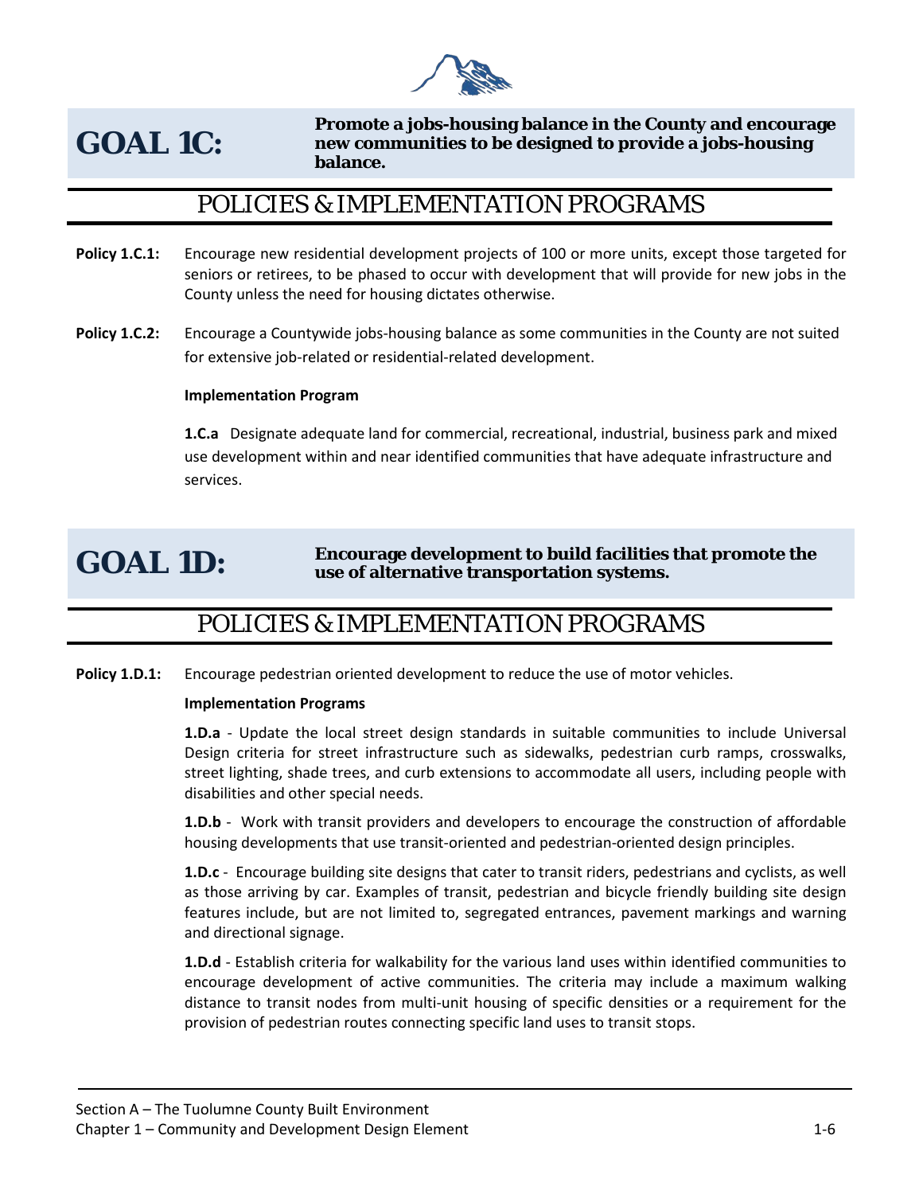## GOAL 1C:

**Promote a jobs-housing balance in the County and encourage new communities to be designed to provide a jobs-housing balance.**

### POLICIES & IMPLEMENTATION PROGRAMS

**Policy 1.C.1:** Encourage new residential development projects of 100 or more units, except those targeted for seniors or retirees, to be phased to occur with development that will provide for new jobs in the County unless the need for housing dictates otherwise.

**Policy 1.C.2:** Encourage a Countywide jobs-housing balance as some communities in the County are not suited for extensive job-related or residential-related development.

**Implementation Program**

**1.C.a** Designate adequate land for commercial, recreational, industrial, business park and mixed use development within and near identified communities that have adequate infrastructure and services.

## GOAL 1D:

**Encourage development to build facilities that promote the use of alternative transportation systems.**

### POLICIES & IMPLEMENTATION PROGRAMS

**Policy 1.D.1:** Encourage pedestrian oriented development to reduce the use of motor vehicles.

**Implementation Programs**

**1.D.a** - Update the local street design standards in suitable communities to include Universal Design criteria for street infrastructure such as sidewalks, pedestrian curb ramps, crosswalks, street lighting, shade trees, and curb extensions to accommodate all users, including people with disabilities and other special needs.

**1.D.b** - Work with transit providers and developers to encourage the construction of affordable housing developments that use transit-oriented and pedestrian-oriented design principles.

**1.D.c** - Encourage building site designs that cater to transit riders, pedestrians and cyclists, as well as those arriving by car. Examples of transit, pedestrian and bicycle friendly building site design features include, but are not limited to, segregated entrances, pavement markings and warning and directional signage.

**1.D.d** - Establish criteria for walkability for the various land uses within identified communities to encourage development of active communities. The criteria may include a maximum walking distance to transit nodes from multi-unit housing of specific densities or a requirement for the provision of pedestrian routes connecting specific land uses to transit stops.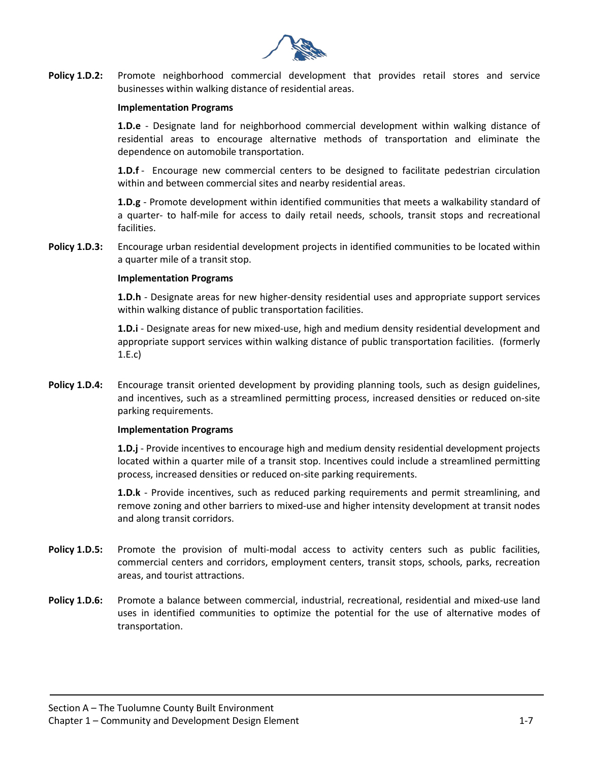**Policy 1.D.2:** Promote neighborhood commercial development that provides retail stores and service businesses within walking distance of residential areas.

**Implementation Programs**

**1.D.e** - Designate land for neighborhood commercial development within walking distance of residential areas to encourage alternative methods of transportation and eliminate the dependence on automobile transportation.

**1.D.f** - Encourage new commercial centers to be designed to facilitate pedestrian circulation within and between commercial sites and nearby residential areas.

**1.D.g** - Promote development within identified communities that meets a walkability standard of a quarter- to half-mile for access to daily retail needs, schools, transit stops and recreational facilities.

**Policy 1.D.3:** Encourage urban residential development projects in identified communities to be located within a quarter mile of a transit stop.

**Implementation Programs**

**1.D.h** - Designate areas for new higher-density residential uses and appropriate support services within walking distance of public transportation facilities.

**1.D.i** - Designate areas for new mixed-use, high and medium density residential development and appropriate support services within walking distance of public transportation facilities. (formerly 1.E.c)

**Policy 1.D.4:** Encourage transit oriented development by providing planning tools, such as design guidelines, and incentives, such as a streamlined permitting process, increased densities or reduced on-site parking requirements.

**Implementation Programs**

**1.D.j** - Provide incentives to encourage high and medium density residential development projects located within a quarter mile of a transit stop. Incentives could include a streamlined permitting process, increased densities or reduced on-site parking requirements.

**1.D.k** - Provide incentives, such as reduced parking requirements and permit streamlining, and remove zoning and other barriers to mixed-use and higher intensity development at transit nodes and along transit corridors.

**Policy 1.D.5:** Promote the provision of multi-modal access to activity centers such as public facilities, commercial centers and corridors, employment centers, transit stops, schools, parks, recreation areas, and tourist attractions.

**Policy 1.D.6:** Promote a balance between commercial, industrial, recreational, residential and mixed-use land uses in identified communities to optimize the potential for the use of alternative modes of transportation.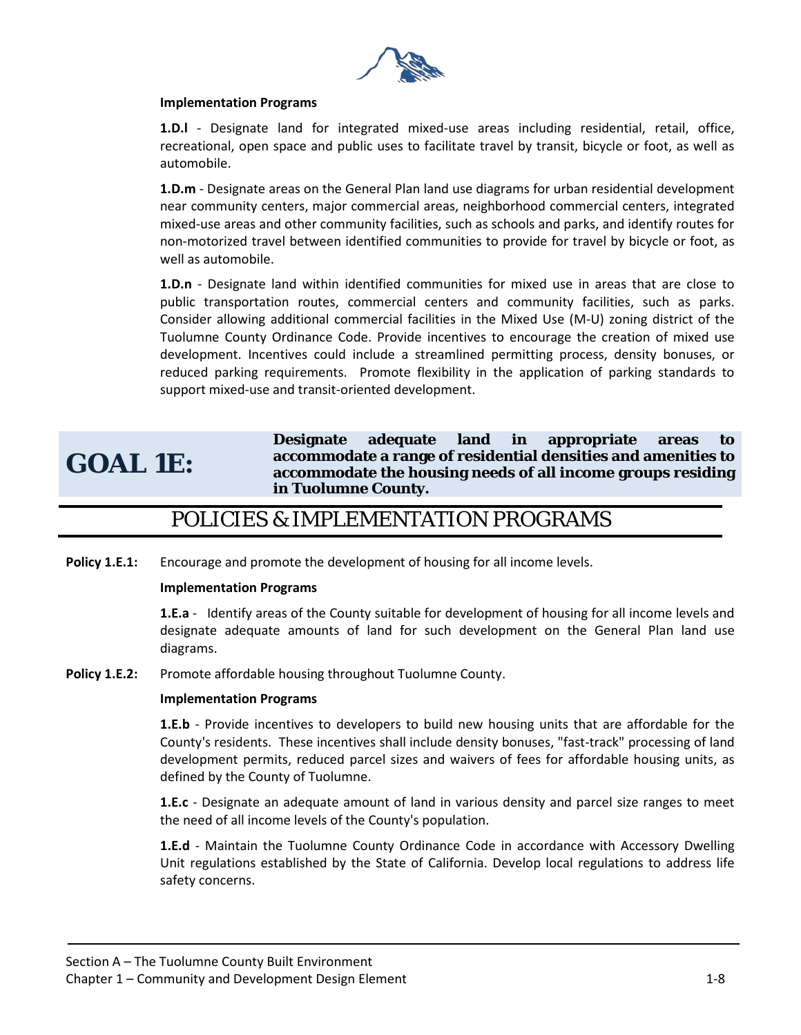**Implementation Programs**

**1.D.l** - Designate land for integrated mixed-use areas including residential, retail, office, recreational, open space and public uses to facilitate travel by transit, bicycle or foot, as well as automobile.

**1.D.m** - Designate areas on the General Plan land use diagrams for urban residential development near community centers, major commercial areas, neighborhood commercial centers, integrated mixed-use areas and other community facilities, such as schools and parks, and identify routes for non-motorized travel between identified communities to provide for travel by bicycle or foot, as well as automobile.

**1.D.n** - Designate land within identified communities for mixed use in areas that are close to public transportation routes, commercial centers and community facilities, such as parks. Consider allowing additional commercial facilities in the Mixed Use (M-U) zoning district of the Tuolumne County Ordinance Code. Provide incentives to encourage the creation of mixed use development. Incentives could include a streamlined permitting process, density bonuses, or reduced parking requirements. Promote flexibility in the application of parking standards to support mixed-use and transit-oriented development.

## GOAL 1E: Designate adequate land in appropriate areas to accommodate a range of residential densities and amenities to accommodate the housing needs of all income groups residing in Tuolumne County.

## POLICIES & IMPLEMENTATION PROGRAMS

**Policy 1.E.1:** Encourage and promote the development of housing for all income levels.

**Implementation Programs**

**1.E.a** - Identify areas of the County suitable for development of housing for all income levels and designate adequate amounts of land for such development on the General Plan land use diagrams.

**Policy 1.E.2:** Promote affordable housing throughout Tuolumne County.

**Implementation Programs**

**1.E.b** - Provide incentives to developers to build new housing units that are affordable for the County's residents. These incentives shall include density bonuses, "fast-track" processing of land development permits, reduced parcel sizes and waivers of fees for affordable housing units, as defined by the County of Tuolumne.

**1.E.c** - Designate an adequate amount of land in various density and parcel size ranges to meet the need of all income levels of the County's population.

**1.E.d** - Maintain the Tuolumne County Ordinance Code in accordance with Accessory Dwelling Unit regulations established by the State of California. Develop local regulations to address life safety concerns.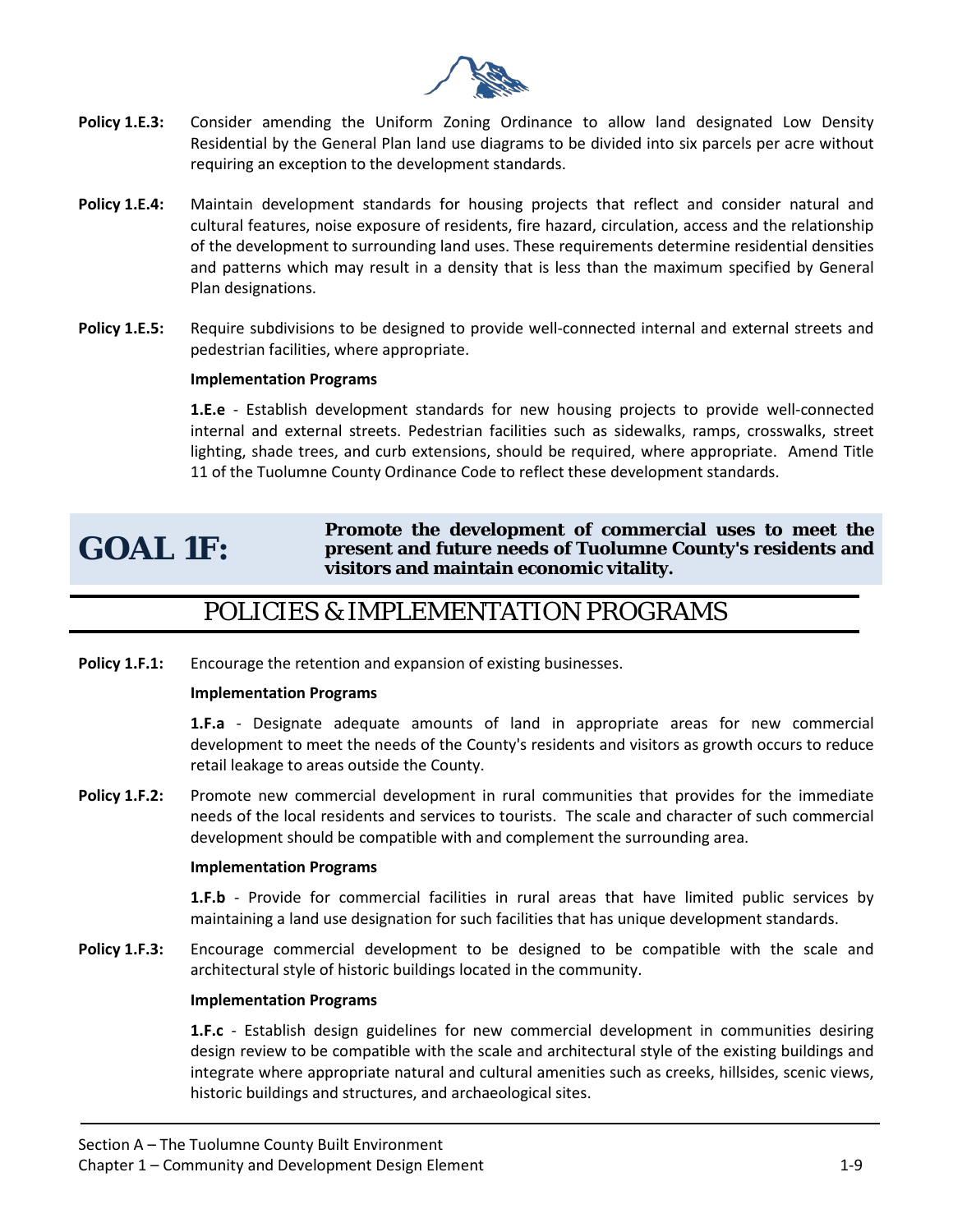**Policy 1.E.3:** Consider amending the Uniform Zoning Ordinance to allow land designated Low Density Residential by the General Plan land use diagrams to be divided into six parcels per acre without requiring an exception to the development standards.

**Policy 1.E.4:** Maintain development standards for housing projects that reflect and consider natural and cultural features, noise exposure of residents, fire hazard, circulation, access and the relationship of the development to surrounding land uses. These requirements determine residential densities and patterns which may result in a density that is less than the maximum specified by General Plan designations.

**Policy 1.E.5:** Require subdivisions to be designed to provide well-connected internal and external streets and pedestrian facilities, where appropriate.

**Implementation Programs**

**1.E.e** - Establish development standards for new housing projects to provide well-connected internal and external streets. Pedestrian facilities such as sidewalks, ramps, crosswalks, street lighting, shade trees, and curb extensions, should be required, where appropriate. Amend Title 11 of the Tuolumne County Ordinance Code to reflect these development standards.

# GOAL 1F: Promote the development of commercial uses to meet the present and future needs of Tuolumne County's residents and visitors and maintain economic vitality.

## POLICIES & IMPLEMENTATION PROGRAMS

**Policy 1.F.1:** Encourage the retention and expansion of existing businesses.

**Implementation Programs**

**1.F.a** - Designate adequate amounts of land in appropriate areas for new commercial development to meet the needs of the County's residents and visitors as growth occurs to reduce retail leakage to areas outside the County.

**Policy 1.F.2:** Promote new commercial development in rural communities that provides for the immediate needs of the local residents and services to tourists. The scale and character of such commercial development should be compatible with and complement the surrounding area.

**Implementation Programs**

**1.F.b** - Provide for commercial facilities in rural areas that have limited public services by maintaining a land use designation for such facilities that has unique development standards.

**Policy 1.F.3:** Encourage commercial development to be designed to be compatible with the scale and architectural style of historic buildings located in the community.

**Implementation Programs**

**1.F.c** - Establish design guidelines for new commercial development in communities desiring design review to be compatible with the scale and architectural style of the existing buildings and integrate where appropriate natural and cultural amenities such as creeks, hillsides, scenic views, historic buildings and structures, and archaeological sites.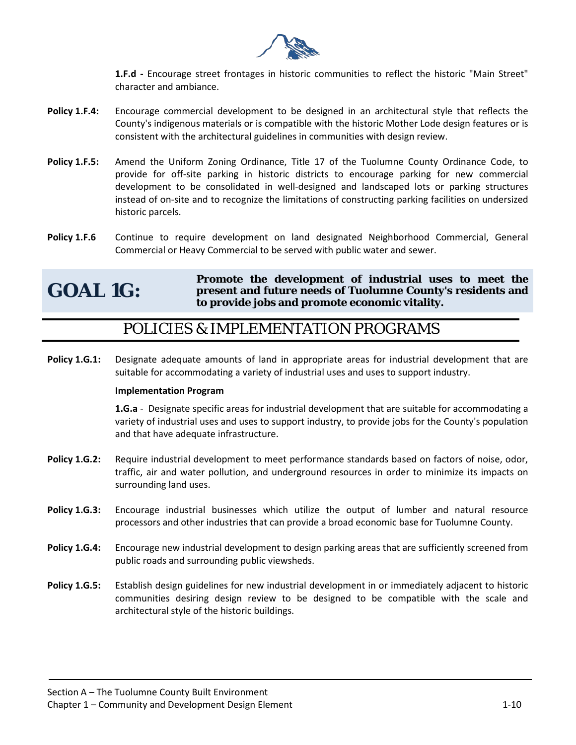**1.F.d -** Encourage street frontages in historic communities to reflect the historic "Main Street" character and ambiance.

**Policy 1.F.4:** Encourage commercial development to be designed in an architectural style that reflects the County's indigenous materials or is compatible with the historic Mother Lode design features or is consistent with the architectural guidelines in communities with design review.

**Policy 1.F.5:** Amend the Uniform Zoning Ordinance, Title 17 of the Tuolumne County Ordinance Code, to provide for off-site parking in historic districts to encourage parking for new commercial development to be consolidated in well-designed and landscaped lots or parking structures instead of on-site and to recognize the limitations of constructing parking facilities on undersized historic parcels.

**Policy 1.F.6** Continue to require development on land designated Neighborhood Commercial, General Commercial or Heavy Commercial to be served with public water and sewer.

# GOAL 1G: Promote the development of industrial uses to meet the present and future needs of Tuolumne County's residents and to provide jobs and promote economic vitality.

## POLICIES & IMPLEMENTATION PROGRAMS

**Policy 1.G.1:** Designate adequate amounts of land in appropriate areas for industrial development that are suitable for accommodating a variety of industrial uses and uses to support industry.

**Implementation Program**

**1.G.a** - Designate specific areas for industrial development that are suitable for accommodating a variety of industrial uses and uses to support industry, to provide jobs for the County's population and that have adequate infrastructure.

**Policy 1.G.2:** Require industrial development to meet performance standards based on factors of noise, odor, traffic, air and water pollution, and underground resources in order to minimize its impacts on surrounding land uses.

**Policy 1.G.3:** Encourage industrial businesses which utilize the output of lumber and natural resource processors and other industries that can provide a broad economic base for Tuolumne County.

**Policy 1.G.4:** Encourage new industrial development to design parking areas that are sufficiently screened from public roads and surrounding public viewsheds.

**Policy 1.G.5:** Establish design guidelines for new industrial development in or immediately adjacent to historic communities desiring design review to be designed to be compatible with the scale and architectural style of the historic buildings.